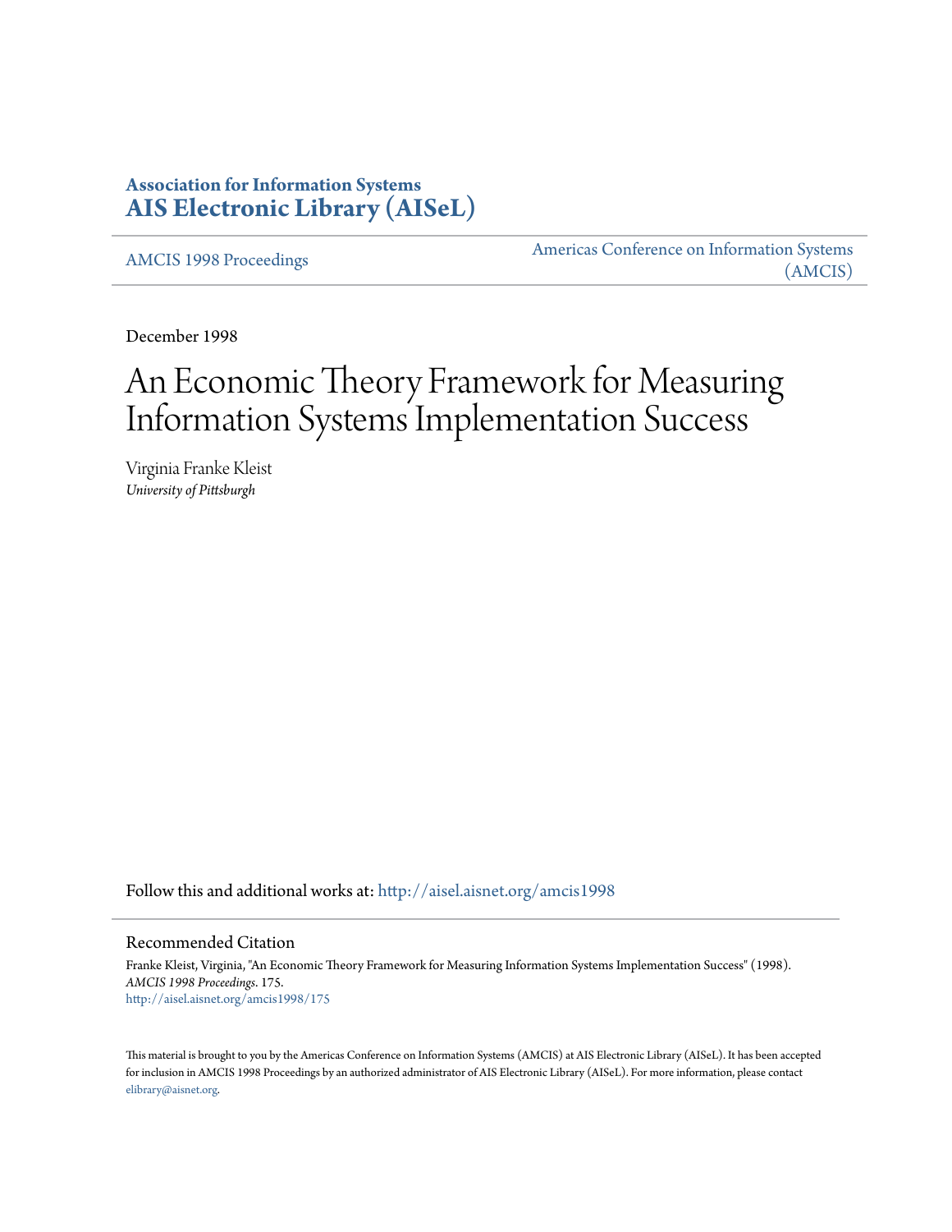**Association for Information Systems**
**AIS Electronic Library (AISeL)**

AMCIS 1998 Proceedings

Americas Conference on Information Systems (AMCIS)

December 1998

# An Economic Theory Framework for Measuring Information Systems Implementation Success

Virginia Franke Kleist
*University of Pittsburgh*

Follow this and additional works at: http://aisel.aisnet.org/amcis1998

## Recommended Citation

Franke Kleist, Virginia, "An Economic Theory Framework for Measuring Information Systems Implementation Success" (1998). *AMCIS 1998 Proceedings*. 175.
http://aisel.aisnet.org/amcis1998/175

This material is brought to you by the Americas Conference on Information Systems (AMCIS) at AIS Electronic Library (AISeL). It has been accepted for inclusion in AMCIS 1998 Proceedings by an authorized administrator of AIS Electronic Library (AISeL). For more information, please contact elibrary@aisnet.org.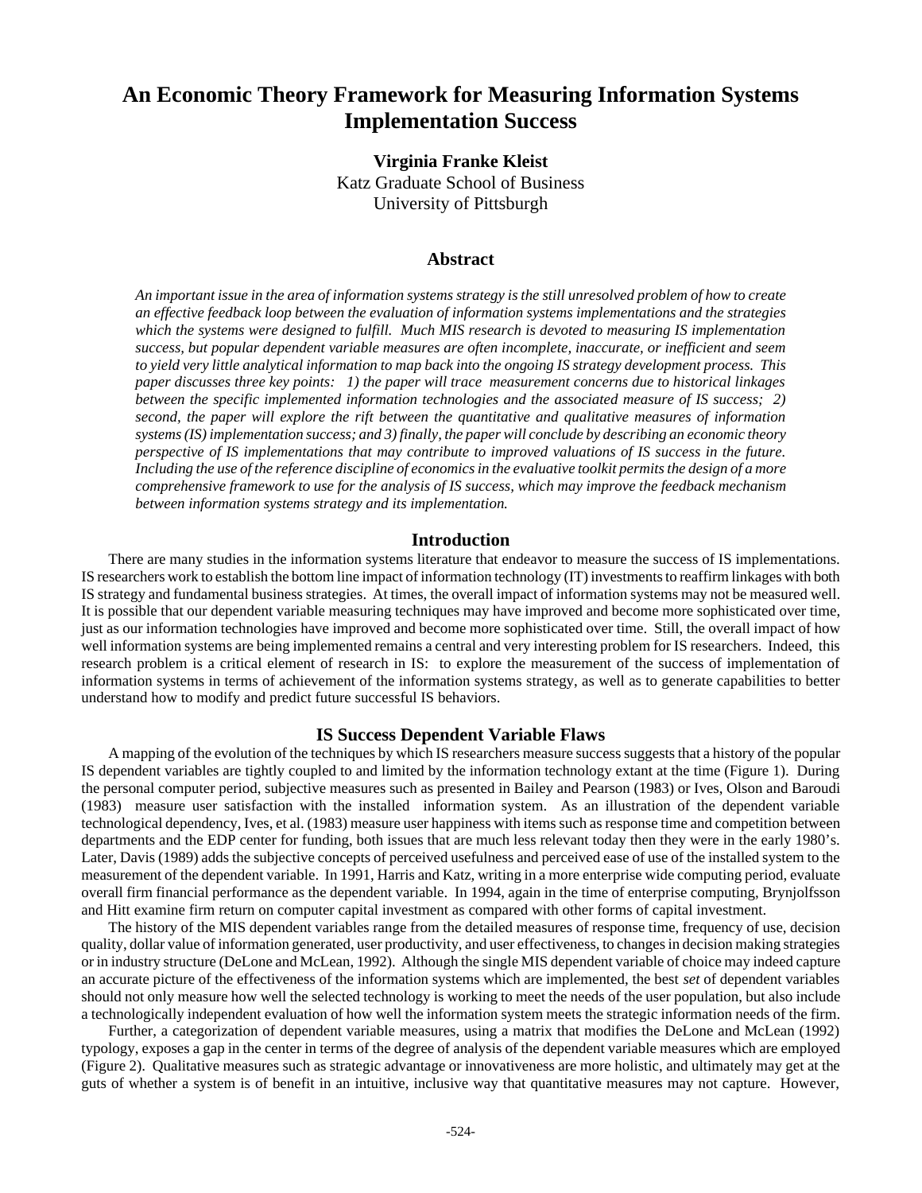# An Economic Theory Framework for Measuring Information Systems Implementation Success

**Virginia Franke Kleist**
Katz Graduate School of Business
University of Pittsburgh

## Abstract

*An important issue in the area of information systems strategy is the still unresolved problem of how to create an effective feedback loop between the evaluation of information systems implementations and the strategies which the systems were designed to fulfill. Much MIS research is devoted to measuring IS implementation success, but popular dependent variable measures are often incomplete, inaccurate, or inefficient and seem to yield very little analytical information to map back into the ongoing IS strategy development process. This paper discusses three key points: 1) the paper will trace measurement concerns due to historical linkages between the specific implemented information technologies and the associated measure of IS success; 2) second, the paper will explore the rift between the quantitative and qualitative measures of information systems (IS) implementation success; and 3) finally, the paper will conclude by describing an economic theory perspective of IS implementations that may contribute to improved valuations of IS success in the future. Including the use of the reference discipline of economics in the evaluative toolkit permits the design of a more comprehensive framework to use for the analysis of IS success, which may improve the feedback mechanism between information systems strategy and its implementation.*

## Introduction

There are many studies in the information systems literature that endeavor to measure the success of IS implementations. IS researchers work to establish the bottom line impact of information technology (IT) investments to reaffirm linkages with both IS strategy and fundamental business strategies. At times, the overall impact of information systems may not be measured well. It is possible that our dependent variable measuring techniques may have improved and become more sophisticated over time, just as our information technologies have improved and become more sophisticated over time. Still, the overall impact of how well information systems are being implemented remains a central and very interesting problem for IS researchers. Indeed, this research problem is a critical element of research in IS: to explore the measurement of the success of implementation of information systems in terms of achievement of the information systems strategy, as well as to generate capabilities to better understand how to modify and predict future successful IS behaviors.

## IS Success Dependent Variable Flaws

A mapping of the evolution of the techniques by which IS researchers measure success suggests that a history of the popular IS dependent variables are tightly coupled to and limited by the information technology extant at the time (Figure 1). During the personal computer period, subjective measures such as presented in Bailey and Pearson (1983) or Ives, Olson and Baroudi (1983) measure user satisfaction with the installed information system. As an illustration of the dependent variable technological dependency, Ives, et al. (1983) measure user happiness with items such as response time and competition between departments and the EDP center for funding, both issues that are much less relevant today then they were in the early 1980's. Later, Davis (1989) adds the subjective concepts of perceived usefulness and perceived ease of use of the installed system to the measurement of the dependent variable. In 1991, Harris and Katz, writing in a more enterprise wide computing period, evaluate overall firm financial performance as the dependent variable. In 1994, again in the time of enterprise computing, Brynjolfsson and Hitt examine firm return on computer capital investment as compared with other forms of capital investment.

The history of the MIS dependent variables range from the detailed measures of response time, frequency of use, decision quality, dollar value of information generated, user productivity, and user effectiveness, to changes in decision making strategies or in industry structure (DeLone and McLean, 1992). Although the single MIS dependent variable of choice may indeed capture an accurate picture of the effectiveness of the information systems which are implemented, the best *set* of dependent variables should not only measure how well the selected technology is working to meet the needs of the user population, but also include a technologically independent evaluation of how well the information system meets the strategic information needs of the firm.

Further, a categorization of dependent variable measures, using a matrix that modifies the DeLone and McLean (1992) typology, exposes a gap in the center in terms of the degree of analysis of the dependent variable measures which are employed (Figure 2). Qualitative measures such as strategic advantage or innovativeness are more holistic, and ultimately may get at the guts of whether a system is of benefit in an intuitive, inclusive way that quantitative measures may not capture. However,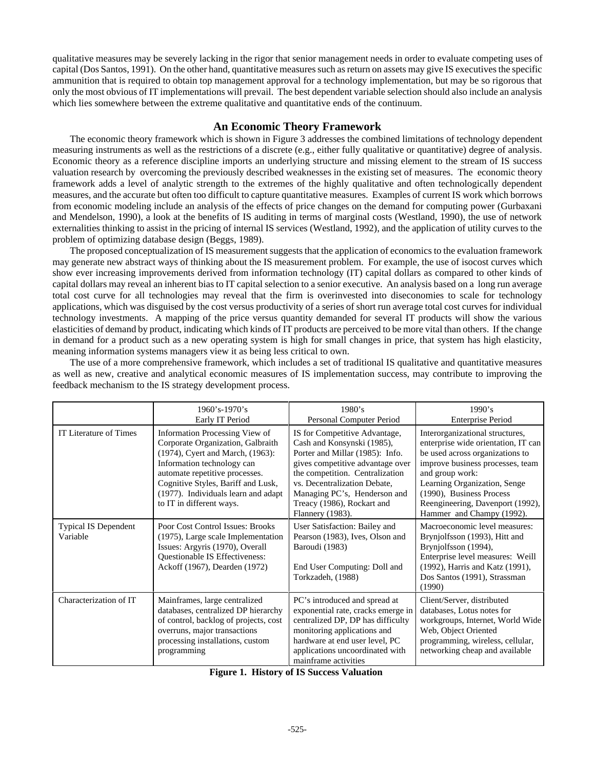qualitative measures may be severely lacking in the rigor that senior management needs in order to evaluate competing uses of capital (Dos Santos, 1991). On the other hand, quantitative measures such as return on assets may give IS executives the specific ammunition that is required to obtain top management approval for a technology implementation, but may be so rigorous that only the most obvious of IT implementations will prevail. The best dependent variable selection should also include an analysis which lies somewhere between the extreme qualitative and quantitative ends of the continuum.

## An Economic Theory Framework

The economic theory framework which is shown in Figure 3 addresses the combined limitations of technology dependent measuring instruments as well as the restrictions of a discrete (e.g., either fully qualitative or quantitative) degree of analysis. Economic theory as a reference discipline imports an underlying structure and missing element to the stream of IS success valuation research by overcoming the previously described weaknesses in the existing set of measures. The economic theory framework adds a level of analytic strength to the extremes of the highly qualitative and often technologically dependent measures, and the accurate but often too difficult to capture quantitative measures. Examples of current IS work which borrows from economic modeling include an analysis of the effects of price changes on the demand for computing power (Gurbaxani and Mendelson, 1990), a look at the benefits of IS auditing in terms of marginal costs (Westland, 1990), the use of network externalities thinking to assist in the pricing of internal IS services (Westland, 1992), and the application of utility curves to the problem of optimizing database design (Beggs, 1989).

The proposed conceptualization of IS measurement suggests that the application of economics to the evaluation framework may generate new abstract ways of thinking about the IS measurement problem. For example, the use of isocost curves which show ever increasing improvements derived from information technology (IT) capital dollars as compared to other kinds of capital dollars may reveal an inherent bias to IT capital selection to a senior executive. An analysis based on a long run average total cost curve for all technologies may reveal that the firm is overinvested into diseconomies to scale for technology applications, which was disguised by the cost versus productivity of a series of short run average total cost curves for individual technology investments. A mapping of the price versus quantity demanded for several IT products will show the various elasticities of demand by product, indicating which kinds of IT products are perceived to be more vital than others. If the change in demand for a product such as a new operating system is high for small changes in price, that system has high elasticity, meaning information systems managers view it as being less critical to own.

The use of a more comprehensive framework, which includes a set of traditional IS qualitative and quantitative measures as well as new, creative and analytical economic measures of IS implementation success, may contribute to improving the feedback mechanism to the IS strategy development process.

| | 1960's-1970's Early IT Period | 1980's Personal Computer Period | 1990's Enterprise Period |
|---|---|---|---|
| IT Literature of Times | Information Processing View of Corporate Organization, Galbraith (1974), Cyert and March, (1963): Information technology can automate repetitive processes. Cognitive Styles, Bariff and Lusk, (1977). Individuals learn and adapt to IT in different ways. | IS for Competitive Advantage, Cash and Konsynski (1985), Porter and Millar (1985): Info. gives competitive advantage over the competition. Centralization vs. Decentralization Debate, Managing PC's, Henderson and Treacy (1986), Rockart and Flannery (1983). | Interorganizational structures, enterprise wide orientation, IT can be used across organizations to improve business processes, team and group work: Learning Organization, Senge (1990), Business Process Reengineering, Davenport (1992), Hammer and Champy (1992). |
| Typical IS Dependent Variable | Poor Cost Control Issues: Brooks (1975), Large scale Implementation Issues: Argyris (1970), Overall Questionable IS Effectiveness: Ackoff (1967), Dearden (1972) | User Satisfaction: Bailey and Pearson (1983), Ives, Olson and Baroudi (1983)<br><br>End User Computing: Doll and Torkzadeh, (1988) | Macroeconomic level measures: Brynjolfsson (1993), Hitt and Brynjolfsson (1994), Enterprise level measures: Weill (1992), Harris and Katz (1991), Dos Santos (1991), Strassman (1990) |
| Characterization of IT | Mainframes, large centralized databases, centralized DP hierarchy of control, backlog of projects, cost overruns, major transactions processing installations, custom programming | PC's introduced and spread at exponential rate, cracks emerge in centralized DP, DP has difficulty monitoring applications and hardware at end user level, PC applications uncoordinated with mainframe activities | Client/Server, distributed databases, Lotus notes for workgroups, Internet, World Wide Web, Object Oriented programming, wireless, cellular, networking cheap and available |

**Figure 1. History of IS Success Valuation**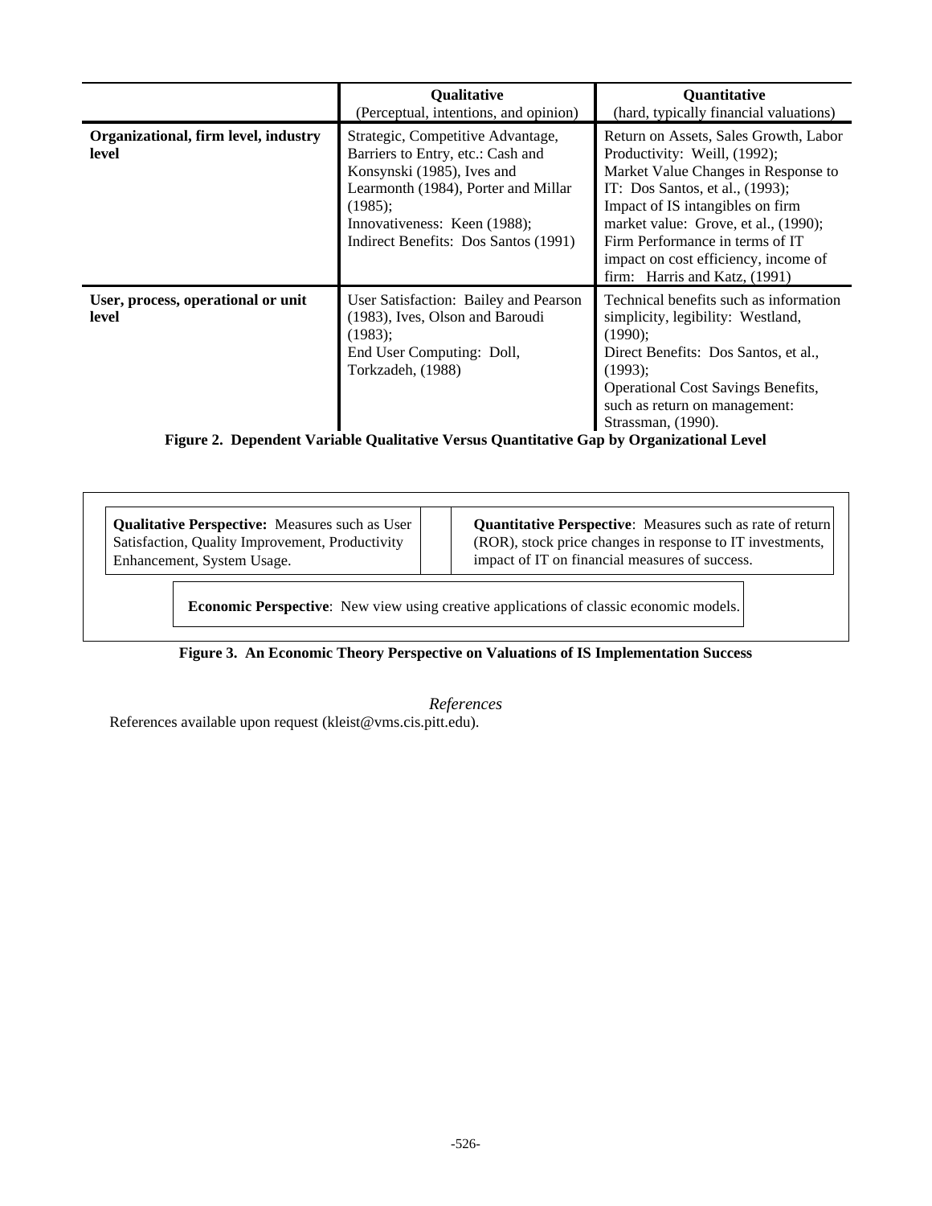| | **Qualitative** (Perceptual, intentions, and opinion) | **Quantitative** (hard, typically financial valuations) |
|---|---|---|
| **Organizational, firm level, industry level** | Strategic, Competitive Advantage, Barriers to Entry, etc.: Cash and Konsynski (1985), Ives and Learmonth (1984), Porter and Millar (1985); Innovativeness: Keen (1988); Indirect Benefits: Dos Santos (1991) | Return on Assets, Sales Growth, Labor Productivity: Weill, (1992); Market Value Changes in Response to IT: Dos Santos, et al., (1993); Impact of IS intangibles on firm market value: Grove, et al., (1990); Firm Performance in terms of IT impact on cost efficiency, income of firm: Harris and Katz, (1991) |
| **User, process, operational or unit level** | User Satisfaction: Bailey and Pearson (1983), Ives, Olson and Baroudi (1983); End User Computing: Doll, Torkzadeh, (1988) | Technical benefits such as information simplicity, legibility: Westland, (1990); Direct Benefits: Dos Santos, et al., (1993); Operational Cost Savings Benefits, such as return on management: Strassman, (1990). |

**Figure 2. Dependent Variable Qualitative Versus Quantitative Gap by Organizational Level**

**Qualitative Perspective:** Measures such as User Satisfaction, Quality Improvement, Productivity Enhancement, System Usage.

**Quantitative Perspective**: Measures such as rate of return (ROR), stock price changes in response to IT investments, impact of IT on financial measures of success.

**Economic Perspective**: New view using creative applications of classic economic models.

**Figure 3. An Economic Theory Perspective on Valuations of IS Implementation Success**

## *References*

References available upon request (kleist@vms.cis.pitt.edu).